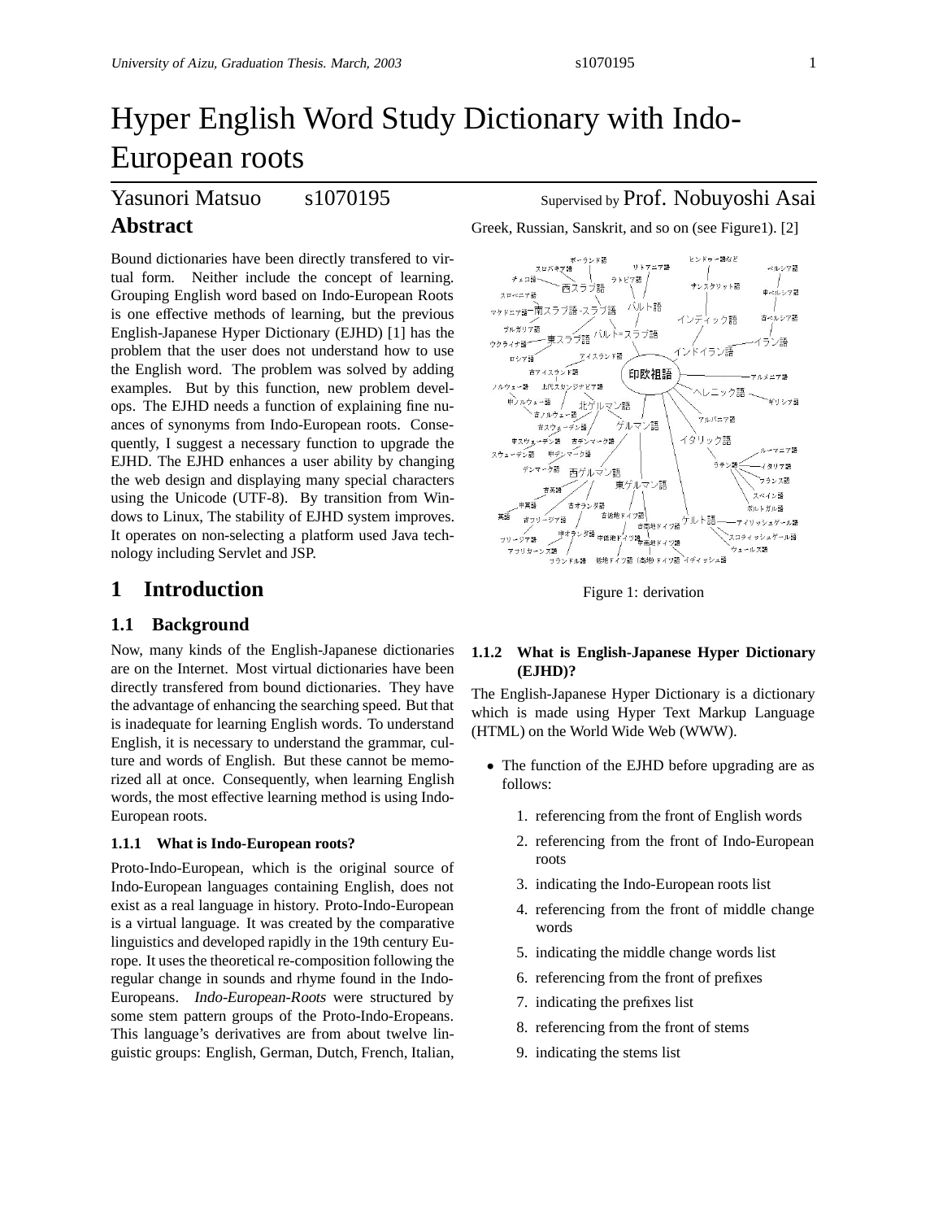# Hyper English Word Study Dictionary with Indo-European roots

Yasunori Matsuo s1070195 Supervised by Prof. Nobuyoshi Asai

## Abstract

Bound dictionaries have been directly transfered to virtual form. Neither include the concept of learning. Grouping English word based on Indo-European Roots is one effective methods of learning, but the previous English-Japanese Hyper Dictionary (EJHD) [1] has the problem that the user does not understand how to use the English word. The problem was solved by adding examples. But by this function, new problem develops. The EJHD needs a function of explaining fine nuances of synonyms from Indo-European roots. Consequently, I suggest a necessary function to upgrade the EJHD. The EJHD enhances a user ability by changing the web design and displaying many special characters using the Unicode (UTF-8). By transition from Windows to Linux, The stability of EJHD system improves. It operates on non-selecting a platform used Java technology including Servlet and JSP.

## 1 Introduction

### 1.1 Background

Now, many kinds of the English-Japanese dictionaries are on the Internet. Most virtual dictionaries have been directly transfered from bound dictionaries. They have the advantage of enhancing the searching speed. But that is inadequate for learning English words. To understand English, it is necessary to understand the grammar, culture and words of English. But these cannot be memorized all at once. Consequently, when learning English words, the most effective learning method is using Indo-European roots.

#### 1.1.1 What is Indo-European roots?

Proto-Indo-European, which is the original source of Indo-European languages containing English, does not exist as a real language in history. Proto-Indo-European is a virtual language. It was created by the comparative linguistics and developed rapidly in the 19th century Europe. It uses the theoretical re-composition following the regular change in sounds and rhyme found in the Indo-Europeans. *Indo-European-Roots* were structured by some stem pattern groups of the Proto-Indo-Eropeans. This language's derivatives are from about twelve linguistic groups: English, German, Dutch, French, Italian, Greek, Russian, Sanskrit, and so on (see Figure1). [2]

Figure 1: derivation

#### 1.1.2 What is English-Japanese Hyper Dictionary (EJHD)?

The English-Japanese Hyper Dictionary is a dictionary which is made using Hyper Text Markup Language (HTML) on the World Wide Web (WWW).

- The function of the EJHD before upgrading are as follows:
  1. referencing from the front of English words
  2. referencing from the front of Indo-European roots
  3. indicating the Indo-European roots list
  4. referencing from the front of middle change words
  5. indicating the middle change words list
  6. referencing from the front of prefixes
  7. indicating the prefixes list
  8. referencing from the front of stems
  9. indicating the stems list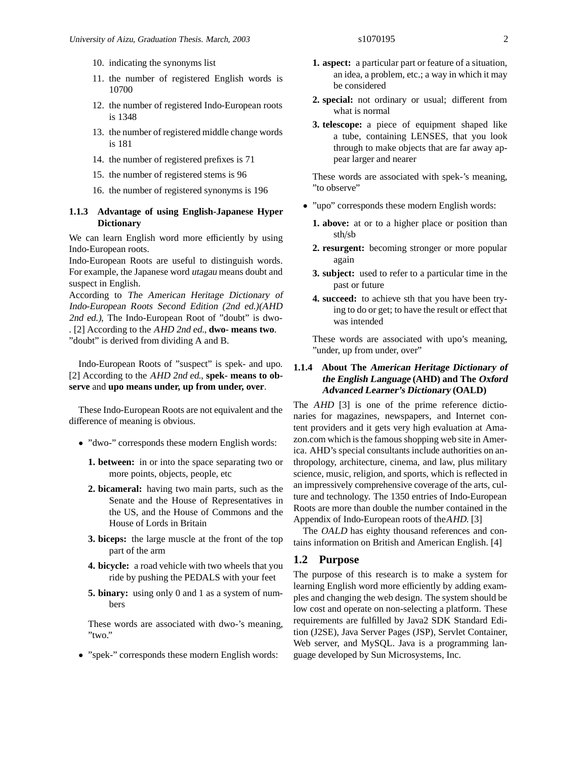10. indicating the synonyms list
11. the number of registered English words is 10700
12. the number of registered Indo-European roots is 1348
13. the number of registered middle change words is 181
14. the number of registered prefixes is 71
15. the number of registered stems is 96
16. the number of registered synonyms is 196

### 1.1.3 Advantage of using English-Japanese Hyper Dictionary

We can learn English word more efficiently by using Indo-European roots.
Indo-European Roots are useful to distinguish words. For example, the Japanese word *utagau* means doubt and suspect in English.
According to *The American Heritage Dictionary of Indo-European Roots Second Edition (2nd ed.)(AHD 2nd ed.)*, The Indo-European Root of "doubt" is dwo-. [2] According to the *AHD 2nd ed.*, **dwo- means two**. "doubt" is derived from dividing A and B.

Indo-European Roots of "suspect" is spek- and upo. [2] According to the *AHD 2nd ed.*, **spek- means to observe** and **upo means under, up from under, over**.

These Indo-European Roots are not equivalent and the difference of meaning is obvious.

- "dwo-" corresponds these modern English words:

  **1. between:** in or into the space separating two or more points, objects, people, etc

  **2. bicameral:** having two main parts, such as the Senate and the House of Representatives in the US, and the House of Commons and the House of Lords in Britain

  **3. biceps:** the large muscle at the front of the top part of the arm

  **4. bicycle:** a road vehicle with two wheels that you ride by pushing the PEDALS with your feet

  **5. binary:** using only 0 and 1 as a system of numbers

  These words are associated with dwo-'s meaning, "two."

- "spek-" corresponds these modern English words:

  **1. aspect:** a particular part or feature of a situation, an idea, a problem, etc.; a way in which it may be considered

  **2. special:** not ordinary or usual; different from what is normal

  **3. telescope:** a piece of equipment shaped like a tube, containing LENSES, that you look through to make objects that are far away appear larger and nearer

  These words are associated with spek-'s meaning, "to observe"

- "upo" corresponds these modern English words:

  **1. above:** at or to a higher place or position than sth/sb

  **2. resurgent:** becoming stronger or more popular again

  **3. subject:** used to refer to a particular time in the past or future

  **4. succeed:** to achieve sth that you have been trying to do or get; to have the result or effect that was intended

  These words are associated with upo's meaning, "under, up from under, over"

### 1.1.4 About The *American Heritage Dictionary of the English Language* (AHD) and The *Oxford Advanced Learner's Dictionary* (OALD)

The *AHD* [3] is one of the prime reference dictionaries for magazines, newspapers, and Internet content providers and it gets very high evaluation at Amazon.com which is the famous shopping web site in America. AHD's special consultants include authorities on anthropology, architecture, cinema, and law, plus military science, music, religion, and sports, which is reflected in an impressively comprehensive coverage of the arts, culture and technology. The 1350 entries of Indo-European Roots are more than double the number contained in the Appendix of Indo-European roots of the*AHD*. [3]

The *OALD* has eighty thousand references and contains information on British and American English. [4]

## 1.2 Purpose

The purpose of this research is to make a system for learning English word more efficiently by adding examples and changing the web design. The system should be low cost and operate on non-selecting a platform. These requirements are fulfilled by Java2 SDK Standard Edition (J2SE), Java Server Pages (JSP), Servlet Container, Web server, and MySQL. Java is a programming language developed by Sun Microsystems, Inc.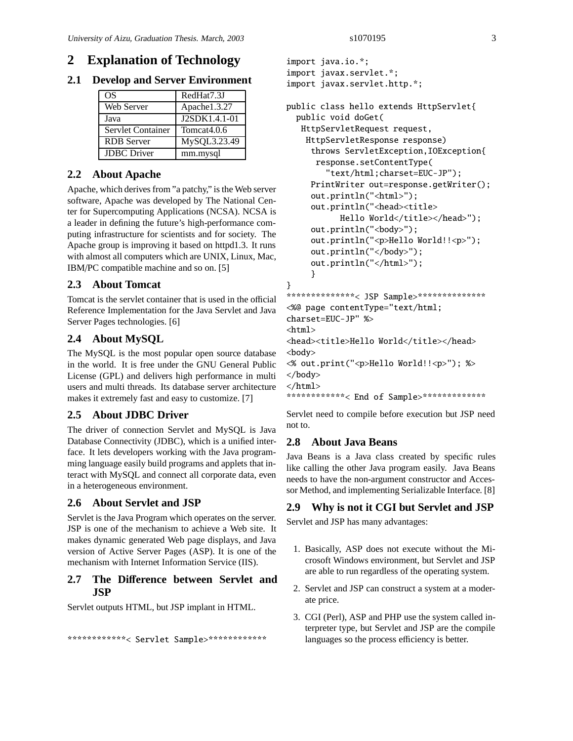# 2 Explanation of Technology

## 2.1 Develop and Server Environment

| OS | RedHat7.3J |
|---|---|
| Web Server | Apache1.3.27 |
| Java | J2SDK1.4.1-01 |
| Servlet Container | Tomcat4.0.6 |
| RDB Server | MySQL3.23.49 |
| JDBC Driver | mm.mysql |

## 2.2 About Apache

Apache, which derives from "a patchy," is the Web server software, Apache was developed by The National Center for Supercomputing Applications (NCSA). NCSA is a leader in defining the future's high-performance computing infrastructure for scientists and for society. The Apache group is improving it based on httpd1.3. It runs with almost all computers which are UNIX, Linux, Mac, IBM/PC compatible machine and so on. [5]

## 2.3 About Tomcat

Tomcat is the servlet container that is used in the official Reference Implementation for the Java Servlet and Java Server Pages technologies. [6]

## 2.4 About MySQL

The MySQL is the most popular open source database in the world. It is free under the GNU General Public License (GPL) and delivers high performance in multi users and multi threads. Its database server architecture makes it extremely fast and easy to customize. [7]

## 2.5 About JDBC Driver

The driver of connection Servlet and MySQL is Java Database Connectivity (JDBC), which is a unified interface. It lets developers working with the Java programming language easily build programs and applets that interact with MySQL and connect all corporate data, even in a heterogeneous environment.

## 2.6 About Servlet and JSP

Servlet is the Java Program which operates on the server. JSP is one of the mechanism to achieve a Web site. It makes dynamic generated Web page displays, and Java version of Active Server Pages (ASP). It is one of the mechanism with Internet Information Service (IIS).

## 2.7 The Difference between Servlet and JSP

Servlet outputs HTML, but JSP implant in HTML.

```
************< Servlet Sample>************
import java.io.*;
import javax.servlet.*;
import javax.servlet.http.*;

public class hello extends HttpServlet{
  public void doGet(
   HttpServletRequest request,
    HttpServletResponse response)
     throws ServletException,IOException{
      response.setContentType(
         "text/html;charset=EUC-JP");
     PrintWriter out=response.getWriter();
     out.println("<html>");
     out.println("<head><title>
           Hello World</title></head>");
     out.println("<body>");
     out.println("<p>Hello World!!<p>");
     out.println("</body>");
     out.println("</html>");
     }
}
**************< JSP Sample>**************
<%@ page contentType="text/html;
charset=EUC-JP" %>
<html>
<head><title>Hello World</title></head>
<body>
<% out.print("<p>Hello World!!<p>"); %>
</body>
</html>
************< End of Sample>*************
```

Servlet need to compile before execution but JSP need not to.

## 2.8 About Java Beans

Java Beans is a Java class created by specific rules like calling the other Java program easily. Java Beans needs to have the non-argument constructor and Accessor Method, and implementing Serializable Interface. [8]

## 2.9 Why is not it CGI but Servlet and JSP

Servlet and JSP has many advantages:

1. Basically, ASP does not execute without the Microsoft Windows environment, but Servlet and JSP are able to run regardless of the operating system.
2. Servlet and JSP can construct a system at a moderate price.
3. CGI (Perl), ASP and PHP use the system called interpreter type, but Servlet and JSP are the compile languages so the process efficiency is better.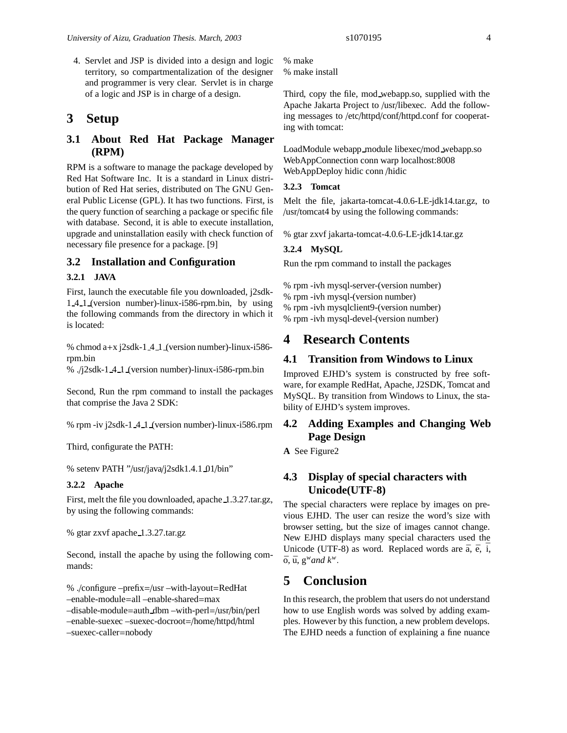4. Servlet and JSP is divided into a design and logic territory, so compartmentalization of the designer and programmer is very clear. Servlet is in charge of a logic and JSP is in charge of a design.

# 3 Setup

## 3.1 About Red Hat Package Manager (RPM)

RPM is a software to manage the package developed by Red Hat Software Inc. It is a standard in Linux distribution of Red Hat series, distributed on The GNU General Public License (GPL). It has two functions. First, is the query function of searching a package or specific file with database. Second, it is able to execute installation, upgrade and uninstallation easily with check function of necessary file presence for a package. [9]

## 3.2 Installation and Configuration

### 3.2.1 JAVA

First, launch the executable file you downloaded, j2sdk-1_4_1_(version number)-linux-i586-rpm.bin, by using the following commands from the directory in which it is located:

% chmod a+x j2sdk-1_4_1_(version number)-linux-i586-rpm.bin
% ./j2sdk-1_4_1_(version number)-linux-i586-rpm.bin

Second, Run the rpm command to install the packages that comprise the Java 2 SDK:

% rpm -iv j2sdk-1_4_1_(version number)-linux-i586.rpm

Third, configurate the PATH:

% setenv PATH "/usr/java/j2sdk1.4.1_01/bin"

### 3.2.2 Apache

First, melt the file you downloaded, apache_1.3.27.tar.gz, by using the following commands:

% gtar zxvf apache_1.3.27.tar.gz

Second, install the apache by using the following commands:

% ./configure –prefix=/usr –with-layout=RedHat
–enable-module=all –enable-shared=max
–disable-module=auth_dbm –with-perl=/usr/bin/perl
–enable-suexec –suexec-docroot=/home/httpd/html
–suexec-caller=nobody

% make
% make install

Third, copy the file, mod_webapp.so, supplied with the Apache Jakarta Project to /usr/libexec. Add the following messages to /etc/httpd/conf/httpd.conf for cooperating with tomcat:

LoadModule webapp_module libexec/mod_webapp.so
WebAppConnection conn warp localhost:8008
WebAppDeploy hidic conn /hidic

### 3.2.3 Tomcat

Melt the file, jakarta-tomcat-4.0.6-LE-jdk14.tar.gz, to /usr/tomcat4 by using the following commands:

% gtar zxvf jakarta-tomcat-4.0.6-LE-jdk14.tar.gz

### 3.2.4 MySQL

Run the rpm command to install the packages

% rpm -ivh mysql-server-(version number)
% rpm -ivh mysql-(version number)
% rpm -ivh mysqlclient9-(version number)
% rpm -ivh mysql-devel-(version number)

# 4 Research Contents

## 4.1 Transition from Windows to Linux

Improved EJHD's system is constructed by free software, for example RedHat, Apache, J2SDK, Tomcat and MySQL. By transition from Windows to Linux, the stability of EJHD's system improves.

## 4.2 Adding Examples and Changing Web Page Design

**A** See Figure2

## 4.3 Display of special characters with Unicode(UTF-8)

The special characters were replace by images on previous EJHD. The user can resize the word's size with browser setting, but the size of images cannot change. New EJHD displays many special characters used the Unicode (UTF-8) as word. Replaced words are $\bar{a}$, $\bar{e}$, $\bar{i}$, $\bar{o}$, $\bar{u}$, $g^{w}$ *and* $k^{w}$.

# 5 Conclusion

In this research, the problem that users do not understand how to use English words was solved by adding examples. However by this function, a new problem develops. The EJHD needs a function of explaining a fine nuance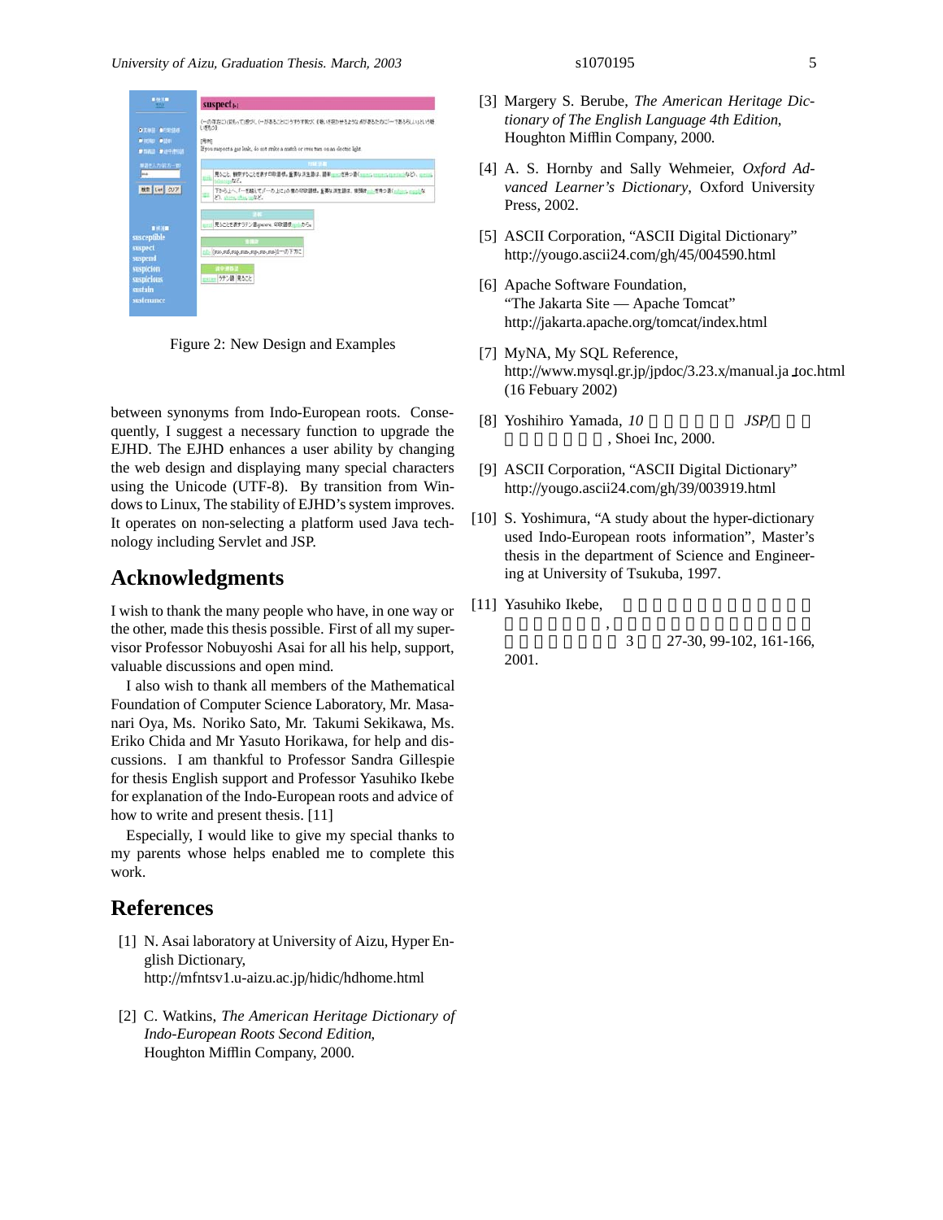Figure 2: New Design and Examples

between synonyms from Indo-European roots. Consequently, I suggest a necessary function to upgrade the EJHD. The EJHD enhances a user ability by changing the web design and displaying many special characters using the Unicode (UTF-8). By transition from Windows to Linux, The stability of EJHD's system improves. It operates on non-selecting a platform used Java technology including Servlet and JSP.

## Acknowledgments

I wish to thank the many people who have, in one way or the other, made this thesis possible. First of all my supervisor Professor Nobuyoshi Asai for all his help, support, valuable discussions and open mind.

I also wish to thank all members of the Mathematical Foundation of Computer Science Laboratory, Mr. Masanari Oya, Ms. Noriko Sato, Mr. Takumi Sekikawa, Ms. Eriko Chida and Mr Yasuto Horikawa, for help and discussions. I am thankful to Professor Sandra Gillespie for thesis English support and Professor Yasuhiko Ikebe for explanation of the Indo-European roots and advice of how to write and present thesis. [11]

Especially, I would like to give my special thanks to my parents whose helps enabled me to complete this work.

## References

[1] N. Asai laboratory at University of Aizu, Hyper English Dictionary,
http://mfntsv1.u-aizu.ac.jp/hidic/hdhome.html

[2] C. Watkins, *The American Heritage Dictionary of Indo-European Roots Second Edition*,
Houghton Mifflin Company, 2000.

[3] Margery S. Berube, *The American Heritage Dictionary of The English Language 4th Edition*, Houghton Mifflin Company, 2000.

[4] A. S. Hornby and Sally Wehmeier, *Oxford Advanced Learner's Dictionary*, Oxford University Press, 2002.

[5] ASCII Corporation, "ASCII Digital Dictionary"
http://yougo.ascii24.com/gh/45/004590.html

[6] Apache Software Foundation,
"The Jakarta Site — Apache Tomcat"
http://jakarta.apache.org/tomcat/index.html

[7] MyNA, My SQL Reference,
http://www.mysql.gr.jp/jpdoc/3.23.x/manual.ja_toc.html
(16 Febuary 2002)

[8] Yoshihiro Yamada, *10 JSP/*
, Shoei Inc, 2000.

[9] ASCII Corporation, "ASCII Digital Dictionary"
http://yougo.ascii24.com/gh/39/003919.html

[10] S. Yoshimura, "A study about the hyper-dictionary used Indo-European roots information", Master's thesis in the department of Science and Engineering at University of Tsukuba, 1997.

[11] Yasuhiko Ikebe,
,
3 27-30, 99-102, 161-166,
2001.